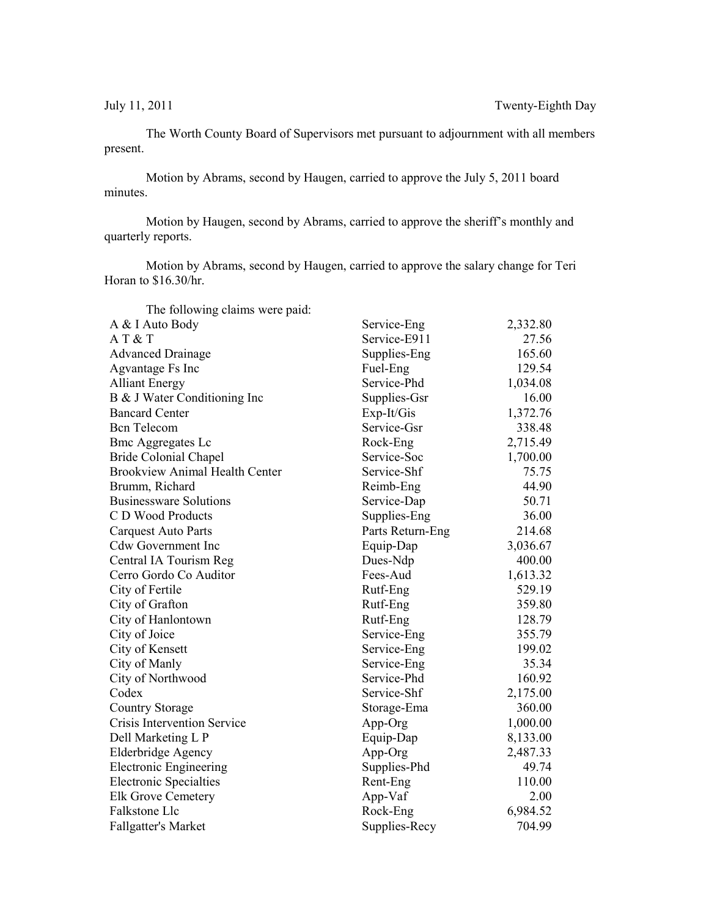July 11, 2011 Twenty-Eighth Day

The Worth County Board of Supervisors met pursuant to adjournment with all members present.

Motion by Abrams, second by Haugen, carried to approve the July 5, 2011 board minutes.

Motion by Haugen, second by Abrams, carried to approve the sheriff's monthly and quarterly reports.

Motion by Abrams, second by Haugen, carried to approve the salary change for Teri Horan to $16.30/hr.

The following claims were paid:

| | | |
|---|---|---|
| A & I Auto Body | Service-Eng | 2,332.80 |
| A T & T | Service-E911 | 27.56 |
| Advanced Drainage | Supplies-Eng | 165.60 |
| Agvantage Fs Inc | Fuel-Eng | 129.54 |
| Alliant Energy | Service-Phd | 1,034.08 |
| B & J Water Conditioning Inc | Supplies-Gsr | 16.00 |
| Bancard Center | Exp-It/Gis | 1,372.76 |
| Bcn Telecom | Service-Gsr | 338.48 |
| Bmc Aggregates Lc | Rock-Eng | 2,715.49 |
| Bride Colonial Chapel | Service-Soc | 1,700.00 |
| Brookview Animal Health Center | Service-Shf | 75.75 |
| Brumm, Richard | Reimb-Eng | 44.90 |
| Businessware Solutions | Service-Dap | 50.71 |
| C D Wood Products | Supplies-Eng | 36.00 |
| Carquest Auto Parts | Parts Return-Eng | 214.68 |
| Cdw Government Inc | Equip-Dap | 3,036.67 |
| Central IA Tourism Reg | Dues-Ndp | 400.00 |
| Cerro Gordo Co Auditor | Fees-Aud | 1,613.32 |
| City of Fertile | Rutf-Eng | 529.19 |
| City of Grafton | Rutf-Eng | 359.80 |
| City of Hanlontown | Rutf-Eng | 128.79 |
| City of Joice | Service-Eng | 355.79 |
| City of Kensett | Service-Eng | 199.02 |
| City of Manly | Service-Eng | 35.34 |
| City of Northwood | Service-Phd | 160.92 |
| Codex | Service-Shf | 2,175.00 |
| Country Storage | Storage-Ema | 360.00 |
| Crisis Intervention Service | App-Org | 1,000.00 |
| Dell Marketing L P | Equip-Dap | 8,133.00 |
| Elderbridge Agency | App-Org | 2,487.33 |
| Electronic Engineering | Supplies-Phd | 49.74 |
| Electronic Specialties | Rent-Eng | 110.00 |
| Elk Grove Cemetery | App-Vaf | 2.00 |
| Falkstone Llc | Rock-Eng | 6,984.52 |
| Fallgatter's Market | Supplies-Recy | 704.99 |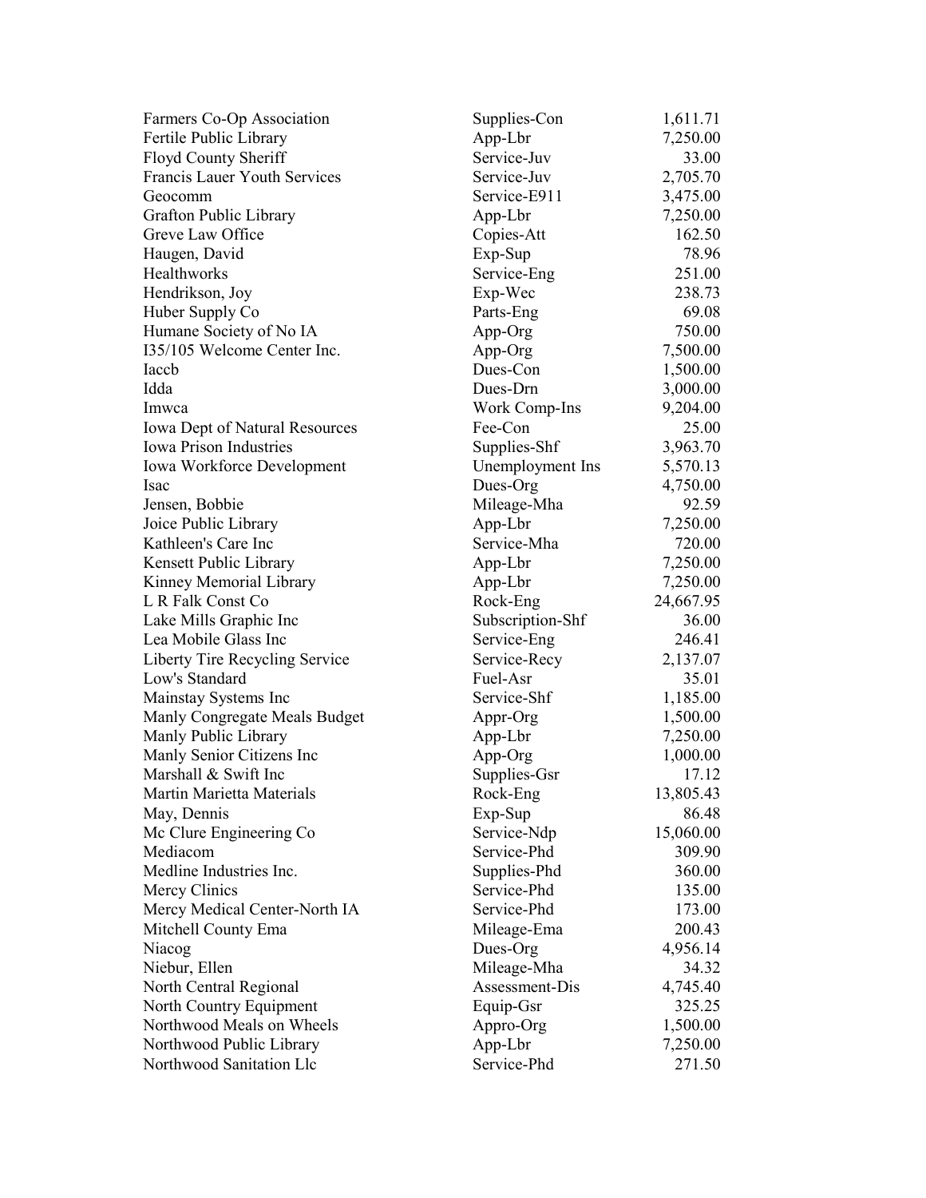| | | |
|---|---|---|
| Farmers Co-Op Association | Supplies-Con | 1,611.71 |
| Fertile Public Library | App-Lbr | 7,250.00 |
| Floyd County Sheriff | Service-Juv | 33.00 |
| Francis Lauer Youth Services | Service-Juv | 2,705.70 |
| Geocomm | Service-E911 | 3,475.00 |
| Grafton Public Library | App-Lbr | 7,250.00 |
| Greve Law Office | Copies-Att | 162.50 |
| Haugen, David | Exp-Sup | 78.96 |
| Healthworks | Service-Eng | 251.00 |
| Hendrikson, Joy | Exp-Wec | 238.73 |
| Huber Supply Co | Parts-Eng | 69.08 |
| Humane Society of No IA | App-Org | 750.00 |
| I35/105 Welcome Center Inc. | App-Org | 7,500.00 |
| Iaccb | Dues-Con | 1,500.00 |
| Idda | Dues-Drn | 3,000.00 |
| Imwca | Work Comp-Ins | 9,204.00 |
| Iowa Dept of Natural Resources | Fee-Con | 25.00 |
| Iowa Prison Industries | Supplies-Shf | 3,963.70 |
| Iowa Workforce Development | Unemployment Ins | 5,570.13 |
| Isac | Dues-Org | 4,750.00 |
| Jensen, Bobbie | Mileage-Mha | 92.59 |
| Joice Public Library | App-Lbr | 7,250.00 |
| Kathleen's Care Inc | Service-Mha | 720.00 |
| Kensett Public Library | App-Lbr | 7,250.00 |
| Kinney Memorial Library | App-Lbr | 7,250.00 |
| L R Falk Const Co | Rock-Eng | 24,667.95 |
| Lake Mills Graphic Inc | Subscription-Shf | 36.00 |
| Lea Mobile Glass Inc | Service-Eng | 246.41 |
| Liberty Tire Recycling Service | Service-Recy | 2,137.07 |
| Low's Standard | Fuel-Asr | 35.01 |
| Mainstay Systems Inc | Service-Shf | 1,185.00 |
| Manly Congregate Meals Budget | Appr-Org | 1,500.00 |
| Manly Public Library | App-Lbr | 7,250.00 |
| Manly Senior Citizens Inc | App-Org | 1,000.00 |
| Marshall & Swift Inc | Supplies-Gsr | 17.12 |
| Martin Marietta Materials | Rock-Eng | 13,805.43 |
| May, Dennis | Exp-Sup | 86.48 |
| Mc Clure Engineering Co | Service-Ndp | 15,060.00 |
| Mediacom | Service-Phd | 309.90 |
| Medline Industries Inc. | Supplies-Phd | 360.00 |
| Mercy Clinics | Service-Phd | 135.00 |
| Mercy Medical Center-North IA | Service-Phd | 173.00 |
| Mitchell County Ema | Mileage-Ema | 200.43 |
| Niacog | Dues-Org | 4,956.14 |
| Niebur, Ellen | Mileage-Mha | 34.32 |
| North Central Regional | Assessment-Dis | 4,745.40 |
| North Country Equipment | Equip-Gsr | 325.25 |
| Northwood Meals on Wheels | Appro-Org | 1,500.00 |
| Northwood Public Library | App-Lbr | 7,250.00 |
| Northwood Sanitation Llc | Service-Phd | 271.50 |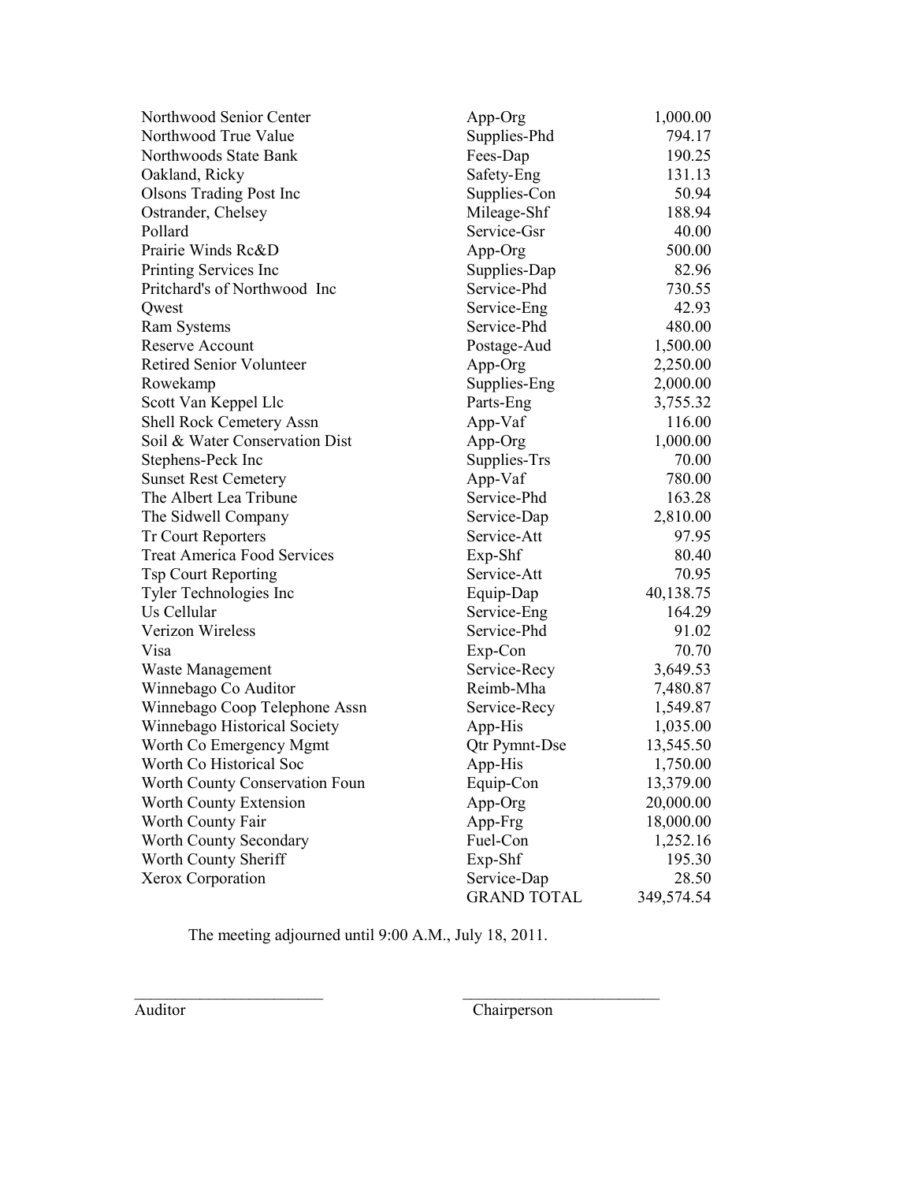| | | |
|---|---|---|
| Northwood Senior Center | App-Org | 1,000.00 |
| Northwood True Value | Supplies-Phd | 794.17 |
| Northwoods State Bank | Fees-Dap | 190.25 |
| Oakland, Ricky | Safety-Eng | 131.13 |
| Olsons Trading Post Inc | Supplies-Con | 50.94 |
| Ostrander, Chelsey | Mileage-Shf | 188.94 |
| Pollard | Service-Gsr | 40.00 |
| Prairie Winds Rc&D | App-Org | 500.00 |
| Printing Services Inc | Supplies-Dap | 82.96 |
| Pritchard's of Northwood Inc | Service-Phd | 730.55 |
| Qwest | Service-Eng | 42.93 |
| Ram Systems | Service-Phd | 480.00 |
| Reserve Account | Postage-Aud | 1,500.00 |
| Retired Senior Volunteer | App-Org | 2,250.00 |
| Rowekamp | Supplies-Eng | 2,000.00 |
| Scott Van Keppel Llc | Parts-Eng | 3,755.32 |
| Shell Rock Cemetery Assn | App-Vaf | 116.00 |
| Soil & Water Conservation Dist | App-Org | 1,000.00 |
| Stephens-Peck Inc | Supplies-Trs | 70.00 |
| Sunset Rest Cemetery | App-Vaf | 780.00 |
| The Albert Lea Tribune | Service-Phd | 163.28 |
| The Sidwell Company | Service-Dap | 2,810.00 |
| Tr Court Reporters | Service-Att | 97.95 |
| Treat America Food Services | Exp-Shf | 80.40 |
| Tsp Court Reporting | Service-Att | 70.95 |
| Tyler Technologies Inc | Equip-Dap | 40,138.75 |
| Us Cellular | Service-Eng | 164.29 |
| Verizon Wireless | Service-Phd | 91.02 |
| Visa | Exp-Con | 70.70 |
| Waste Management | Service-Recy | 3,649.53 |
| Winnebago Co Auditor | Reimb-Mha | 7,480.87 |
| Winnebago Coop Telephone Assn | Service-Recy | 1,549.87 |
| Winnebago Historical Society | App-His | 1,035.00 |
| Worth Co Emergency Mgmt | Qtr Pymnt-Dse | 13,545.50 |
| Worth Co Historical Soc | App-His | 1,750.00 |
| Worth County Conservation Foun | Equip-Con | 13,379.00 |
| Worth County Extension | App-Org | 20,000.00 |
| Worth County Fair | App-Frg | 18,000.00 |
| Worth County Secondary | Fuel-Con | 1,252.16 |
| Worth County Sheriff | Exp-Shf | 195.30 |
| Xerox Corporation | Service-Dap | 28.50 |
| | GRAND TOTAL | 349,574.54 |

The meeting adjourned until 9:00 A.M., July 18, 2011.

\_\_\_\_\_\_\_\_\_\_\_\_\_\_\_\_\_\_\_\_\_\_\_\_ \_\_\_\_\_\_\_\_\_\_\_\_\_\_\_\_\_\_\_\_\_\_\_\_

Auditor Chairperson